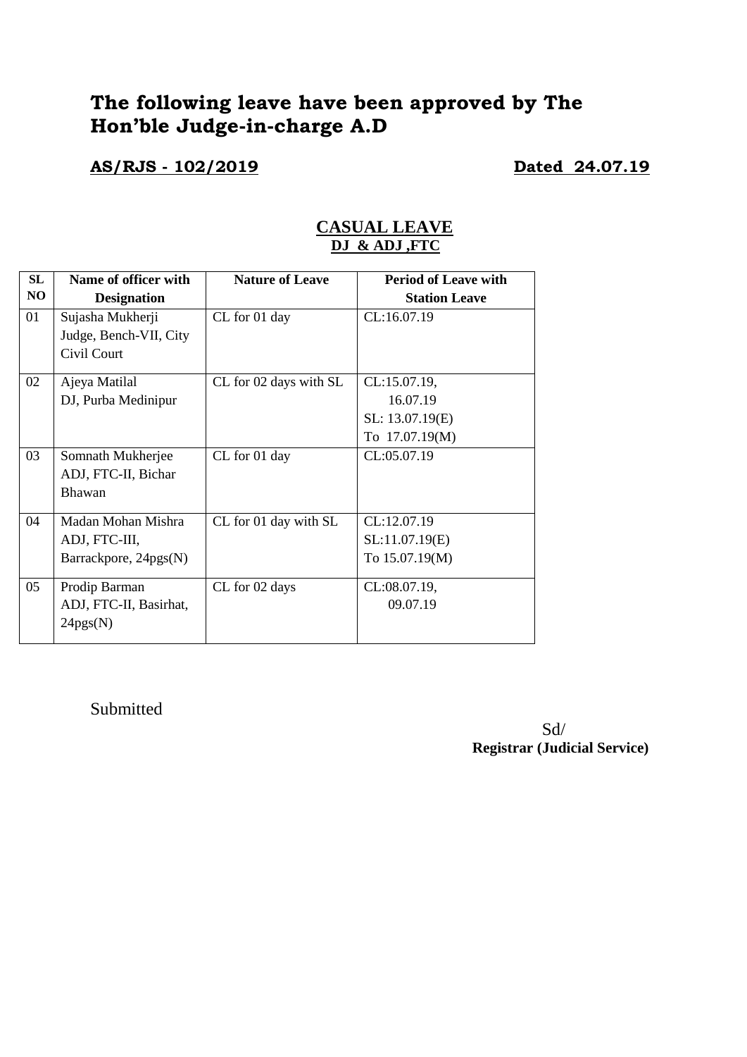# The following leave have been approved by The Hon'ble Judge-in-charge A.D

**AS/RJS - 102/2019** **Dated 24.07.19**

## CASUAL LEAVE

**DJ & ADJ ,FTC**

| SL NO | Name of officer with Designation | Nature of Leave | Period of Leave with Station Leave |
|---|---|---|---|
| 01 | Sujasha Mukherji Judge, Bench-VII, City Civil Court | CL for 01 day | CL:16.07.19 |
| 02 | Ajeya Matilal DJ, Purba Medinipur | CL for 02 days with SL | CL:15.07.19, 16.07.19 SL: 13.07.19(E) To 17.07.19(M) |
| 03 | Somnath Mukherjee ADJ, FTC-II, Bichar Bhawan | CL for 01 day | CL:05.07.19 |
| 04 | Madan Mohan Mishra ADJ, FTC-III, Barrackpore, 24pgs(N) | CL for 01 day with SL | CL:12.07.19 SL:11.07.19(E) To 15.07.19(M) |
| 05 | Prodip Barman ADJ, FTC-II, Basirhat, 24pgs(N) | CL for 02 days | CL:08.07.19, 09.07.19 |

Submitted

Sd/
**Registrar (Judicial Service)**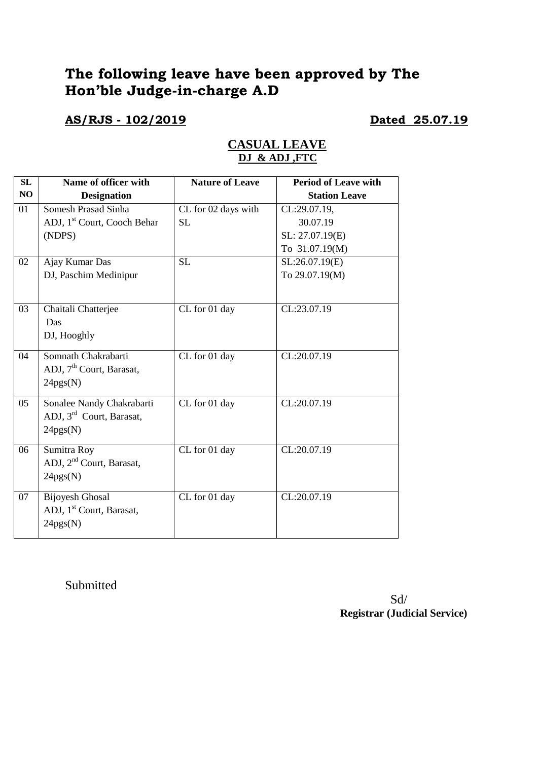# The following leave have been approved by The Hon'ble Judge-in-charge A.D

**AS/RJS - 102/2019** **Dated 25.07.19**

## CASUAL LEAVE

**DJ & ADJ ,FTC**

| SL NO | Name of officer with Designation | Nature of Leave | Period of Leave with Station Leave |
|---|---|---|---|
| 01 | Somesh Prasad Sinha<br>ADJ, 1st Court, Cooch Behar (NDPS) | CL for 02 days with SL | CL:29.07.19,<br>30.07.19<br>SL: 27.07.19(E)<br>To 31.07.19(M) |
| 02 | Ajay Kumar Das<br>DJ, Paschim Medinipur | SL | SL:26.07.19(E)<br>To 29.07.19(M) |
| 03 | Chaitali Chatterjee Das<br>DJ, Hooghly | CL for 01 day | CL:23.07.19 |
| 04 | Somnath Chakrabarti<br>ADJ, 7th Court, Barasat, 24pgs(N) | CL for 01 day | CL:20.07.19 |
| 05 | Sonalee Nandy Chakrabarti<br>ADJ, 3rd Court, Barasat, 24pgs(N) | CL for 01 day | CL:20.07.19 |
| 06 | Sumitra Roy<br>ADJ, 2nd Court, Barasat, 24pgs(N) | CL for 01 day | CL:20.07.19 |
| 07 | Bijoyesh Ghosal<br>ADJ, 1st Court, Barasat, 24pgs(N) | CL for 01 day | CL:20.07.19 |

Submitted

Sd/
**Registrar (Judicial Service)**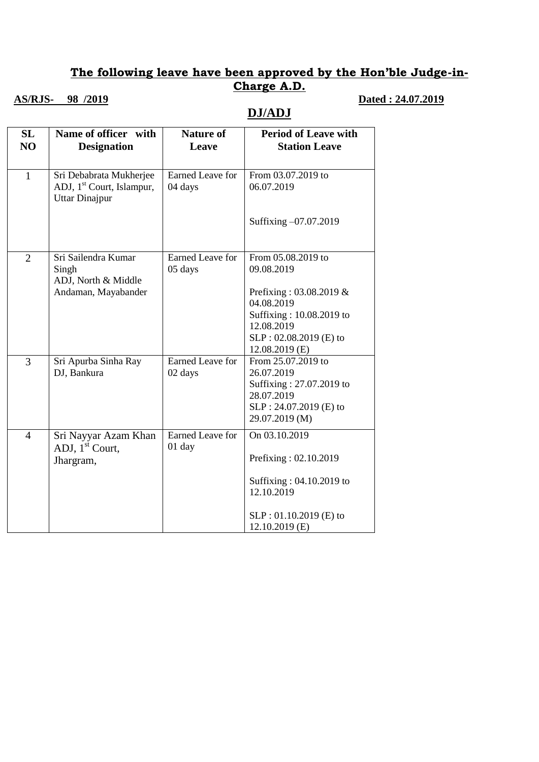## The following leave have been approved by the Hon'ble Judge-in-Charge A.D.

**AS/RJS- 98 /2019** **Dated : 24.07.2019**

## DJ/ADJ

| SL NO | Name of officer with Designation | Nature of Leave | Period of Leave with Station Leave |
|---|---|---|---|
| 1 | Sri Debabrata Mukherjee ADJ, 1st Court, Islampur, Uttar Dinajpur | Earned Leave for 04 days | From 03.07.2019 to 06.07.2019<br><br>Suffixing –07.07.2019 |
| 2 | Sri Sailendra Kumar Singh ADJ, North & Middle Andaman, Mayabander | Earned Leave for 05 days | From 05.08.2019 to 09.08.2019<br><br>Prefixing : 03.08.2019 & 04.08.2019<br>Suffixing : 10.08.2019 to 12.08.2019<br>SLP : 02.08.2019 (E) to 12.08.2019 (E) |
| 3 | Sri Apurba Sinha Ray DJ, Bankura | Earned Leave for 02 days | From 25.07.2019 to 26.07.2019<br>Suffixing : 27.07.2019 to 28.07.2019<br>SLP : 24.07.2019 (E) to 29.07.2019 (M) |
| 4 | Sri Nayyar Azam Khan ADJ, 1st Court, Jhargram, | Earned Leave for 01 day | On 03.10.2019<br><br>Prefixing : 02.10.2019<br><br>Suffixing : 04.10.2019 to 12.10.2019<br><br>SLP : 01.10.2019 (E) to 12.10.2019 (E) |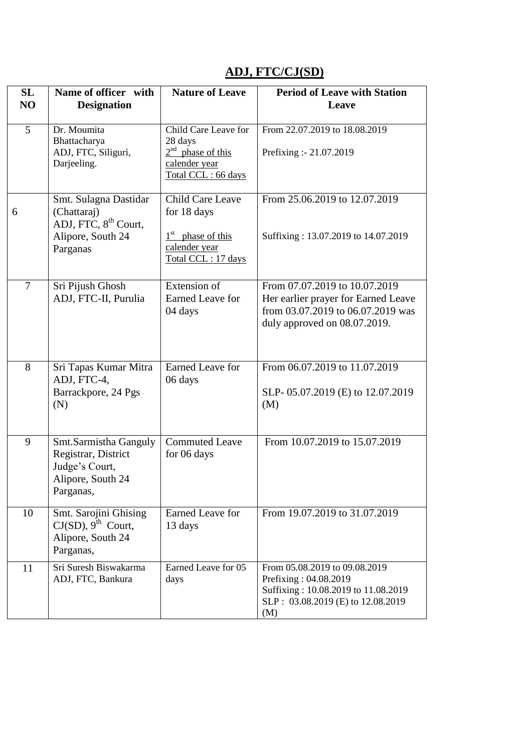## ADJ, FTC/CJ(SD)

| SL NO | Name of officer with Designation | Nature of Leave | Period of Leave with Station Leave |
|---|---|---|---|
| 5 | Dr. Moumita Bhattacharya ADJ, FTC, Siliguri, Darjeeling. | Child Care Leave for 28 days 2nd phase of this calender year Total CCL : 66 days | From 22.07.2019 to 18.08.2019<br><br>Prefixing :- 21.07.2019 |
| 6 | Smt. Sulagna Dastidar (Chattaraj) ADJ, FTC, 8th Court, Alipore, South 24 Parganas | Child Care Leave for 18 days<br><br>1st phase of this calender year Total CCL : 17 days | From 25.06.2019 to 12.07.2019<br><br>Suffixing : 13.07.2019 to 14.07.2019 |
| 7 | Sri Pijush Ghosh ADJ, FTC-II, Purulia | Extension of Earned Leave for 04 days | From 07.07.2019 to 10.07.2019 Her earlier prayer for Earned Leave from 03.07.2019 to 06.07.2019 was duly approved on 08.07.2019. |
| 8 | Sri Tapas Kumar Mitra ADJ, FTC-4, Barrackpore, 24 Pgs (N) | Earned Leave for 06 days | From 06.07.2019 to 11.07.2019<br><br>SLP- 05.07.2019 (E) to 12.07.2019 (M) |
| 9 | Smt.Sarmistha Ganguly Registrar, District Judge's Court, Alipore, South 24 Parganas, | Commuted Leave for 06 days | From 10.07.2019 to 15.07.2019 |
| 10 | Smt. Sarojini Ghising CJ(SD), 9th Court, Alipore, South 24 Parganas, | Earned Leave for 13 days | From 19.07.2019 to 31.07.2019 |
| 11 | Sri Suresh Biswakarma ADJ, FTC, Bankura | Earned Leave for 05 days | From 05.08.2019 to 09.08.2019<br>Prefixing : 04.08.2019<br>Suffixing : 10.08.2019 to 11.08.2019<br>SLP : 03.08.2019 (E) to 12.08.2019 (M) |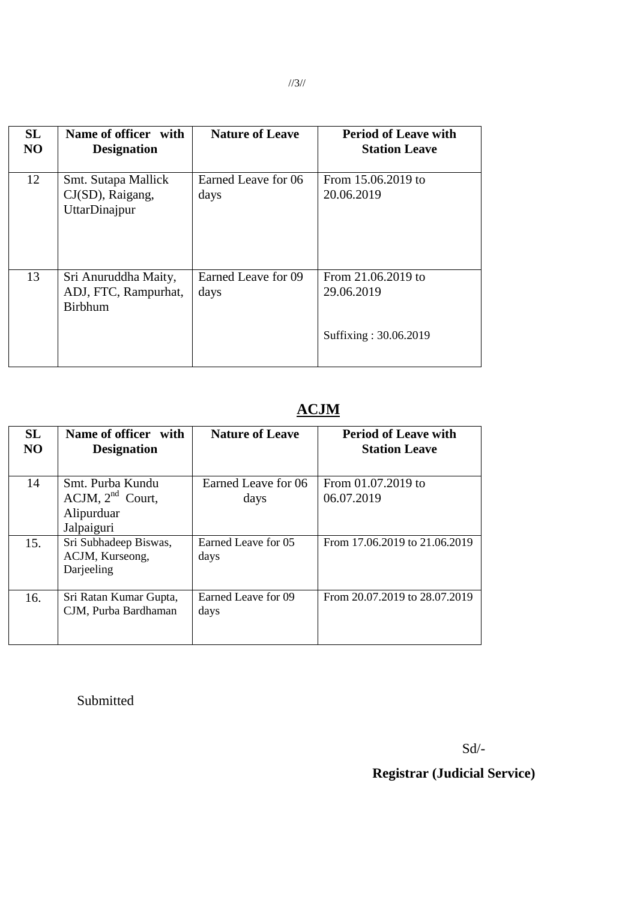| SL NO | Name of officer with Designation | Nature of Leave | Period of Leave with Station Leave |
|---|---|---|---|
| 12 | Smt. Sutapa Mallick CJ(SD), Raigang, UttarDinajpur | Earned Leave for 06 days | From 15.06.2019 to 20.06.2019 |
| 13 | Sri Anuruddha Maity, ADJ, FTC, Rampurhat, Birbhum | Earned Leave for 09 days | From 21.06.2019 to 29.06.2019<br><br>Suffixing : 30.06.2019 |

## ACJM

| SL NO | Name of officer with Designation | Nature of Leave | Period of Leave with Station Leave |
|---|---|---|---|
| 14 | Smt. Purba Kundu ACJM, 2nd Court, Alipurduar Jalpaiguri | Earned Leave for 06 days | From 01.07.2019 to 06.07.2019 |
| 15. | Sri Subhadeep Biswas, ACJM, Kurseong, Darjeeling | Earned Leave for 05 days | From 17.06.2019 to 21.06.2019 |
| 16. | Sri Ratan Kumar Gupta, CJM, Purba Bardhaman | Earned Leave for 09 days | From 20.07.2019 to 28.07.2019 |

Submitted

Sd/-

**Registrar (Judicial Service)**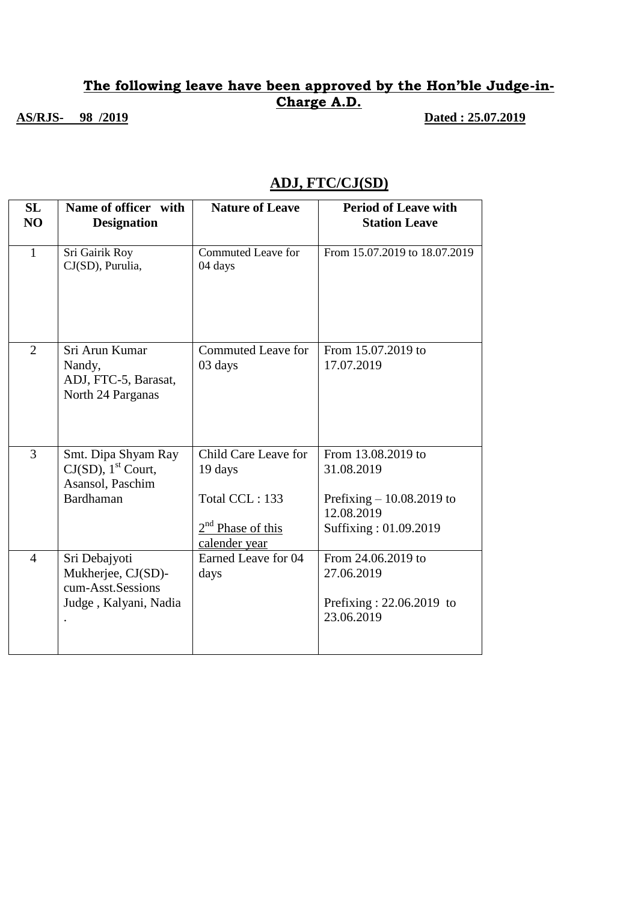**The following leave have been approved by the Hon'ble Judge-in-Charge A.D.**

**AS/RJS- 98 /2019** **Dated : 25.07.2019**

## ADJ, FTC/CJ(SD)

| SL NO | Name of officer with Designation | Nature of Leave | Period of Leave with Station Leave |
|---|---|---|---|
| 1 | Sri Gairik Roy CJ(SD), Purulia, | Commuted Leave for 04 days | From 15.07.2019 to 18.07.2019 |
| 2 | Sri Arun Kumar Nandy, ADJ, FTC-5, Barasat, North 24 Parganas | Commuted Leave for 03 days | From 15.07.2019 to 17.07.2019 |
| 3 | Smt. Dipa Shyam Ray CJ(SD), 1st Court, Asansol, Paschim Bardhaman | Child Care Leave for 19 days<br><br>Total CCL : 133<br><br>2nd Phase of this calender year | From 13.08.2019 to 31.08.2019<br><br>Prefixing – 10.08.2019 to 12.08.2019<br>Suffixing : 01.09.2019 |
| 4 | Sri Debajyoti Mukherjee, CJ(SD)-cum-Asst.Sessions Judge , Kalyani, Nadia . | Earned Leave for 04 days | From 24.06.2019 to 27.06.2019<br><br>Prefixing : 22.06.2019 to 23.06.2019 |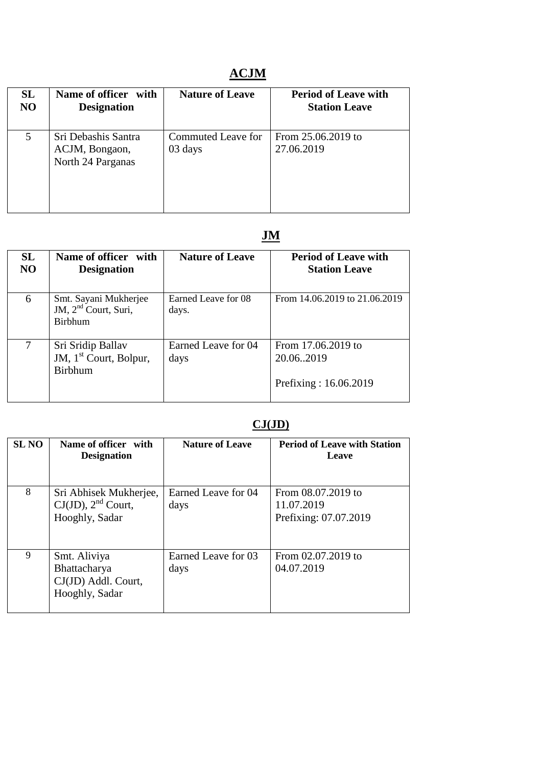## ACJM

| SL NO | Name of officer with Designation | Nature of Leave | Period of Leave with Station Leave |
|---|---|---|---|
| 5 | Sri Debashis Santra ACJM, Bongaon, North 24 Parganas | Commuted Leave for 03 days | From 25.06.2019 to 27.06.2019 |

## JM

| SL NO | Name of officer with Designation | Nature of Leave | Period of Leave with Station Leave |
|---|---|---|---|
| 6 | Smt. Sayani Mukherjee JM, 2nd Court, Suri, Birbhum | Earned Leave for 08 days. | From 14.06.2019 to 21.06.2019 |
| 7 | Sri Sridip Ballav JM, 1st Court, Bolpur, Birbhum | Earned Leave for 04 days | From 17.06.2019 to 20.06..2019<br><br>Prefixing : 16.06.2019 |

## CJ(JD)

| SL NO | Name of officer with Designation | Nature of Leave | Period of Leave with Station Leave |
|---|---|---|---|
| 8 | Sri Abhisek Mukherjee, CJ(JD), 2nd Court, Hooghly, Sadar | Earned Leave for 04 days | From 08.07.2019 to 11.07.2019<br>Prefixing: 07.07.2019 |
| 9 | Smt. Aliviya Bhattacharya CJ(JD) Addl. Court, Hooghly, Sadar | Earned Leave for 03 days | From 02.07.2019 to 04.07.2019 |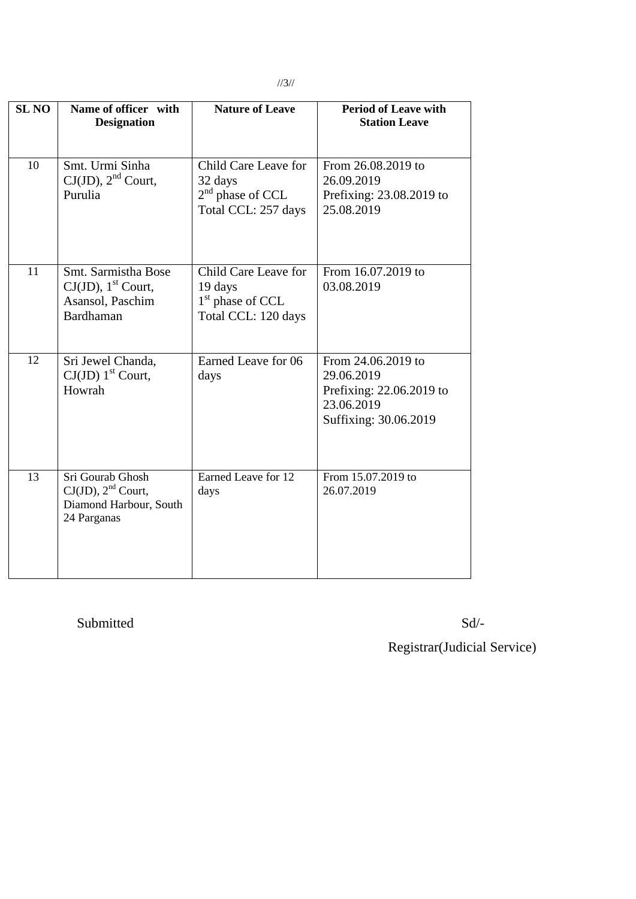| SL NO | Name of officer with Designation | Nature of Leave | Period of Leave with Station Leave |
|---|---|---|---|
| 10 | Smt. Urmi Sinha CJ(JD), 2nd Court, Purulia | Child Care Leave for 32 days 2nd phase of CCL Total CCL: 257 days | From 26.08.2019 to 26.09.2019 Prefixing: 23.08.2019 to 25.08.2019 |
| 11 | Smt. Sarmistha Bose CJ(JD), 1st Court, Asansol, Paschim Bardhaman | Child Care Leave for 19 days 1st phase of CCL Total CCL: 120 days | From 16.07.2019 to 03.08.2019 |
| 12 | Sri Jewel Chanda, CJ(JD) 1st Court, Howrah | Earned Leave for 06 days | From 24.06.2019 to 29.06.2019 Prefixing: 22.06.2019 to 23.06.2019 Suffixing: 30.06.2019 |
| 13 | Sri Gourab Ghosh CJ(JD), 2nd Court, Diamond Harbour, South 24 Parganas | Earned Leave for 12 days | From 15.07.2019 to 26.07.2019 |

Submitted

Sd/-

Registrar(Judicial Service)